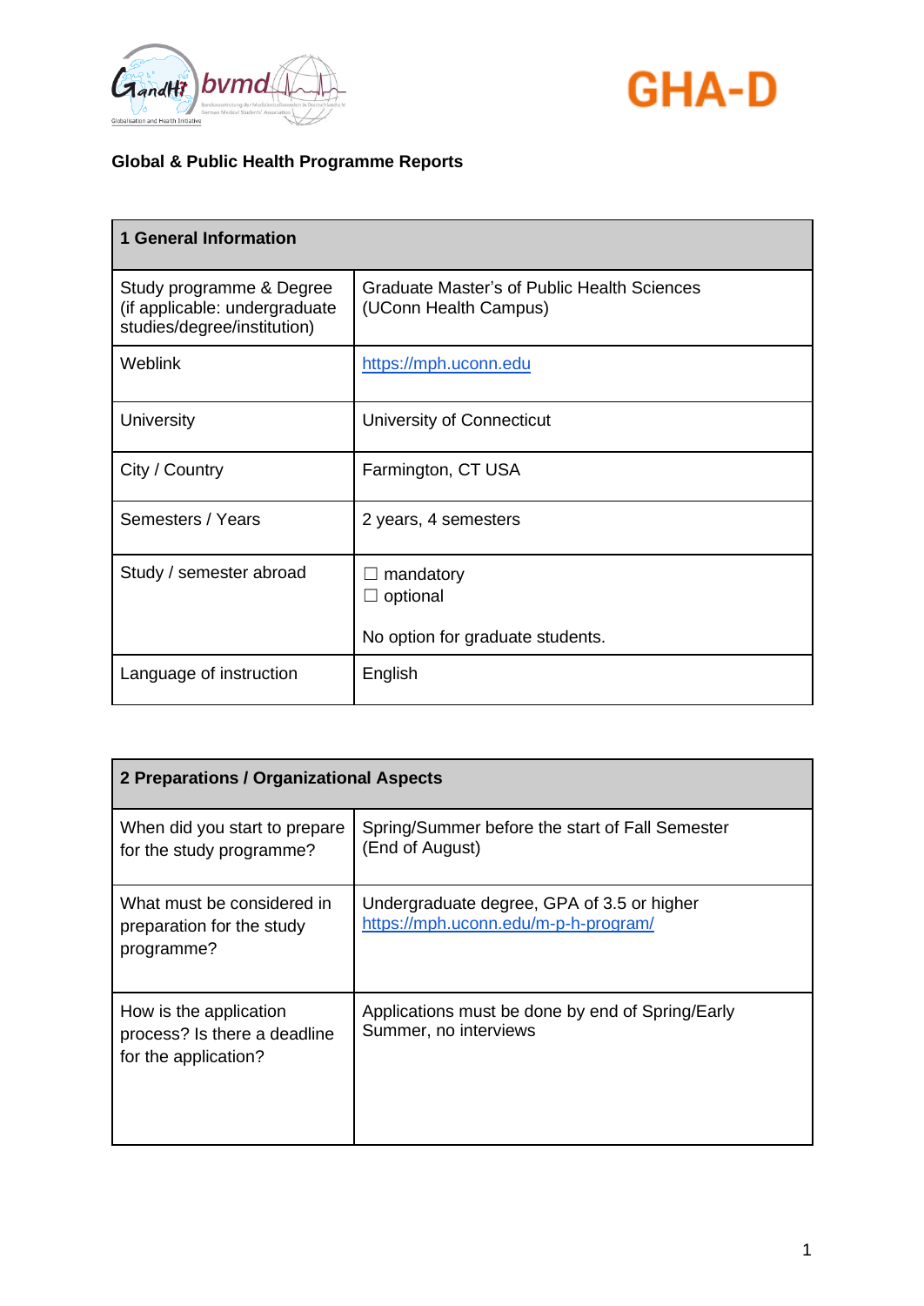GHA-D

**Global & Public Health Programme Reports**

| **1 General Information** | |
|---|---|
| Study programme & Degree (if applicable: undergraduate studies/degree/institution) | Graduate Master's of Public Health Sciences (UConn Health Campus) |
| Weblink | https://mph.uconn.edu |
| University | University of Connecticut |
| City / Country | Farmington, CT USA |
| Semesters / Years | 2 years, 4 semesters |
| Study / semester abroad | ☐ mandatory<br>☐ optional<br><br>No option for graduate students. |
| Language of instruction | English |

| **2 Preparations / Organizational Aspects** | |
|---|---|
| When did you start to prepare for the study programme? | Spring/Summer before the start of Fall Semester (End of August) |
| What must be considered in preparation for the study programme? | Undergraduate degree, GPA of 3.5 or higher<br>https://mph.uconn.edu/m-p-h-program/ |
| How is the application process? Is there a deadline for the application? | Applications must be done by end of Spring/Early Summer, no interviews |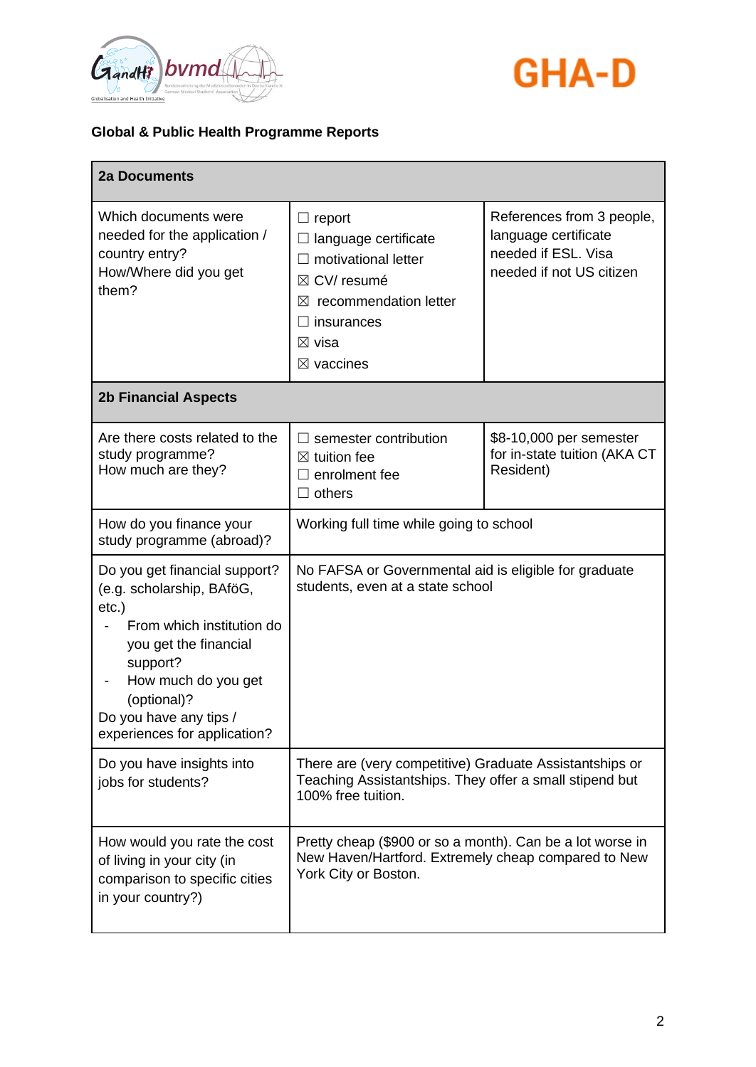**Global & Public Health Programme Reports**

| 2a Documents | | |
|---|---|---|
| Which documents were needed for the application / country entry?<br>How/Where did you get them? | ☐ report<br>☐ language certificate<br>☐ motivational letter<br>☒ CV/ resumé<br>☒ recommendation letter<br>☐ insurances<br>☒ visa<br>☒ vaccines | References from 3 people, language certificate needed if ESL. Visa needed if not US citizen |
| **2b Financial Aspects** | | |
| Are there costs related to the study programme?<br>How much are they? | ☐ semester contribution<br>☒ tuition fee<br>☐ enrolment fee<br>☐ others | $8-10,000 per semester for in-state tuition (AKA CT Resident) |
| How do you finance your study programme (abroad)? | Working full time while going to school | |
| Do you get financial support? (e.g. scholarship, BAföG, etc.)<br>- From which institution do you get the financial support?<br>- How much do you get (optional)?<br>Do you have any tips / experiences for application? | No FAFSA or Governmental aid is eligible for graduate students, even at a state school | |
| Do you have insights into jobs for students? | There are (very competitive) Graduate Assistantships or Teaching Assistantships. They offer a small stipend but 100% free tuition. | |
| How would you rate the cost of living in your city (in comparison to specific cities in your country?) | Pretty cheap ($900 or so a month). Can be a lot worse in New Haven/Hartford. Extremely cheap compared to New York City or Boston. | |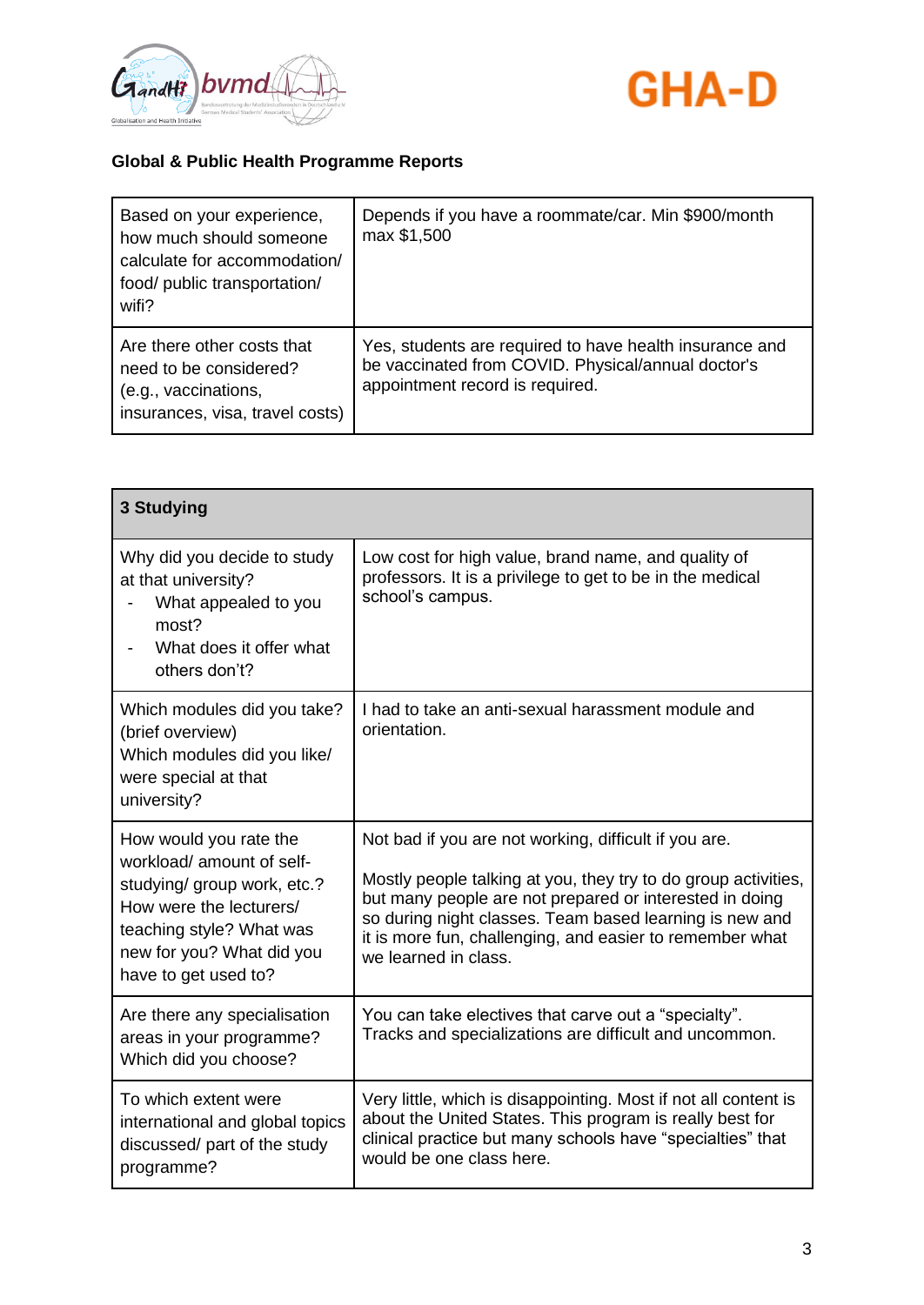**Global & Public Health Programme Reports**

| | |
|---|---|
| Based on your experience, how much should someone calculate for accommodation/ food/ public transportation/ wifi? | Depends if you have a roommate/car. Min $900/month max $1,500 |
| Are there other costs that need to be considered? (e.g., vaccinations, insurances, visa, travel costs) | Yes, students are required to have health insurance and be vaccinated from COVID. Physical/annual doctor's appointment record is required. |

| **3 Studying** | |
|---|---|
| Why did you decide to study at that university?<br>- What appealed to you most?<br>- What does it offer what others don't? | Low cost for high value, brand name, and quality of professors. It is a privilege to get to be in the medical school's campus. |
| Which modules did you take? (brief overview)<br>Which modules did you like/ were special at that university? | I had to take an anti-sexual harassment module and orientation. |
| How would you rate the workload/ amount of self-studying/ group work, etc.? How were the lecturers/ teaching style? What was new for you? What did you have to get used to? | Not bad if you are not working, difficult if you are.<br><br>Mostly people talking at you, they try to do group activities, but many people are not prepared or interested in doing so during night classes. Team based learning is new and it is more fun, challenging, and easier to remember what we learned in class. |
| Are there any specialisation areas in your programme? Which did you choose? | You can take electives that carve out a "specialty". Tracks and specializations are difficult and uncommon. |
| To which extent were international and global topics discussed/ part of the study programme? | Very little, which is disappointing. Most if not all content is about the United States. This program is really best for clinical practice but many schools have "specialties" that would be one class here. |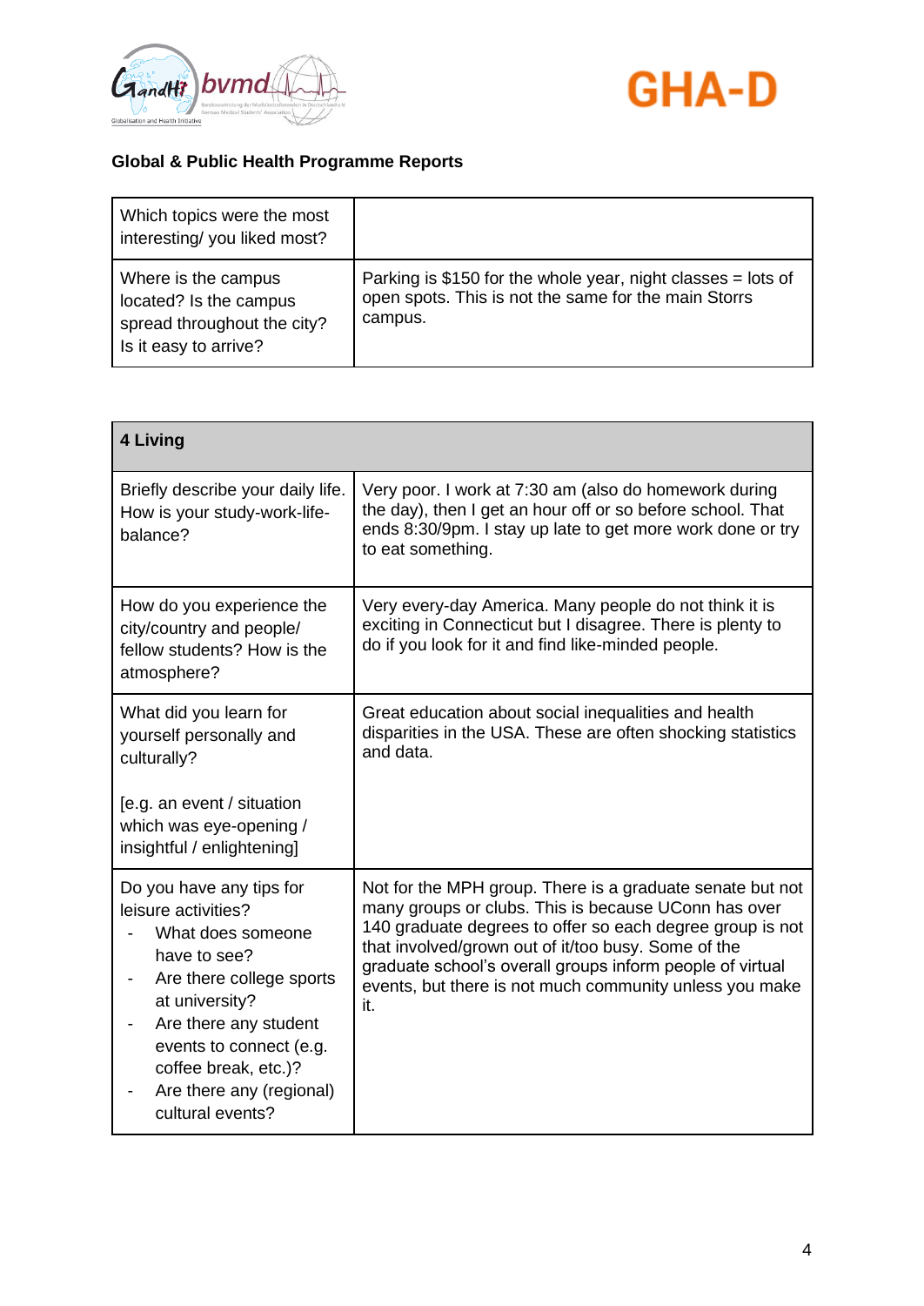**Global & Public Health Programme Reports**

| | |
|---|---|
| Which topics were the most interesting/ you liked most? | |
| Where is the campus located? Is the campus spread throughout the city? Is it easy to arrive? | Parking is $150 for the whole year, night classes = lots of open spots. This is not the same for the main Storrs campus. |

| **4 Living** | |
|---|---|
| Briefly describe your daily life. How is your study-work-life-balance? | Very poor. I work at 7:30 am (also do homework during the day), then I get an hour off or so before school. That ends 8:30/9pm. I stay up late to get more work done or try to eat something. |
| How do you experience the city/country and people/ fellow students? How is the atmosphere? | Very every-day America. Many people do not think it is exciting in Connecticut but I disagree. There is plenty to do if you look for it and find like-minded people. |
| What did you learn for yourself personally and culturally?<br><br>[e.g. an event / situation which was eye-opening / insightful / enlightening] | Great education about social inequalities and health disparities in the USA. These are often shocking statistics and data. |
| Do you have any tips for leisure activities?<br>- What does someone have to see?<br>- Are there college sports at university?<br>- Are there any student events to connect (e.g. coffee break, etc.)?<br>- Are there any (regional) cultural events? | Not for the MPH group. There is a graduate senate but not many groups or clubs. This is because UConn has over 140 graduate degrees to offer so each degree group is not that involved/grown out of it/too busy. Some of the graduate school's overall groups inform people of virtual events, but there is not much community unless you make it. |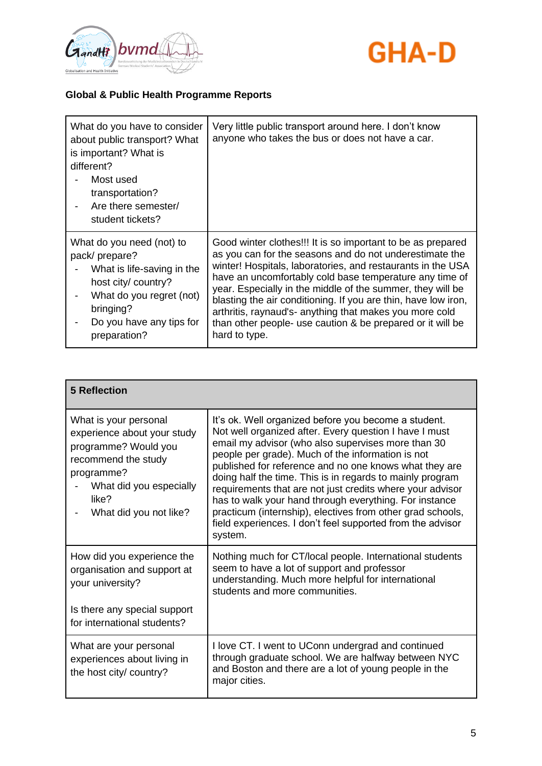**Global & Public Health Programme Reports**

| | |
|---|---|
| What do you have to consider about public transport? What is important? What is different?<br>- Most used transportation?<br>- Are there semester/ student tickets? | Very little public transport around here. I don't know anyone who takes the bus or does not have a car. |
| What do you need (not) to pack/ prepare?<br>- What is life-saving in the host city/ country?<br>- What do you regret (not) bringing?<br>- Do you have any tips for preparation? | Good winter clothes!!! It is so important to be as prepared as you can for the seasons and do not underestimate the winter! Hospitals, laboratories, and restaurants in the USA have an uncomfortably cold base temperature any time of year. Especially in the middle of the summer, they will be blasting the air conditioning. If you are thin, have low iron, arthritis, raynaud's- anything that makes you more cold than other people- use caution & be prepared or it will be hard to type. |

| **5 Reflection** | |
|---|---|
| What is your personal experience about your study programme? Would you recommend the study programme?<br>- What did you especially like?<br>- What did you not like? | It's ok. Well organized before you become a student. Not well organized after. Every question I have I must email my advisor (who also supervises more than 30 people per grade). Much of the information is not published for reference and no one knows what they are doing half the time. This is in regards to mainly program requirements that are not just credits where your advisor has to walk your hand through everything. For instance practicum (internship), electives from other grad schools, field experiences. I don't feel supported from the advisor system. |
| How did you experience the organisation and support at your university?<br><br>Is there any special support for international students? | Nothing much for CT/local people. International students seem to have a lot of support and professor understanding. Much more helpful for international students and more communities. |
| What are your personal experiences about living in the host city/ country? | I love CT. I went to UConn undergrad and continued through graduate school. We are halfway between NYC and Boston and there are a lot of young people in the major cities. |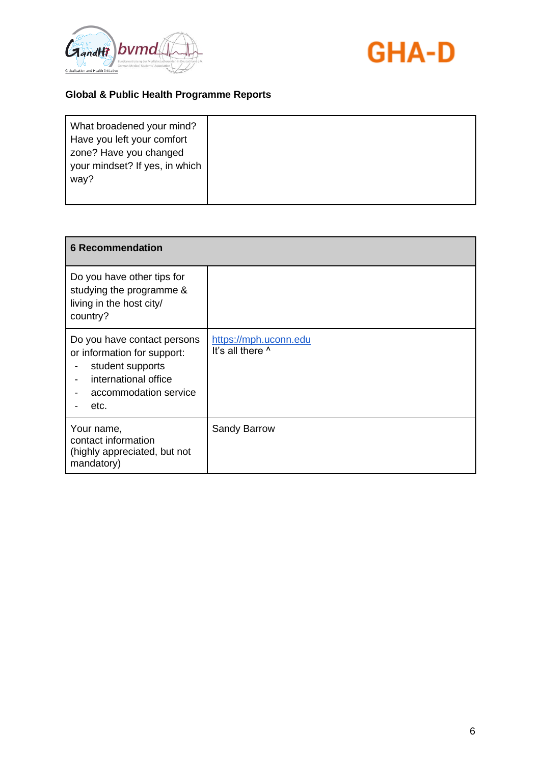**Global & Public Health Programme Reports**

| | |
|---|---|
| What broadened your mind? Have you left your comfort zone? Have you changed your mindset? If yes, in which way? | |

| **6 Recommendation** | |
|---|---|
| Do you have other tips for studying the programme & living in the host city/ country? | |
| Do you have contact persons or information for support:<br>- student supports<br>- international office<br>- accommodation service<br>- etc. | https://mph.uconn.edu<br>It's all there ^ |
| Your name, contact information (highly appreciated, but not mandatory) | Sandy Barrow |